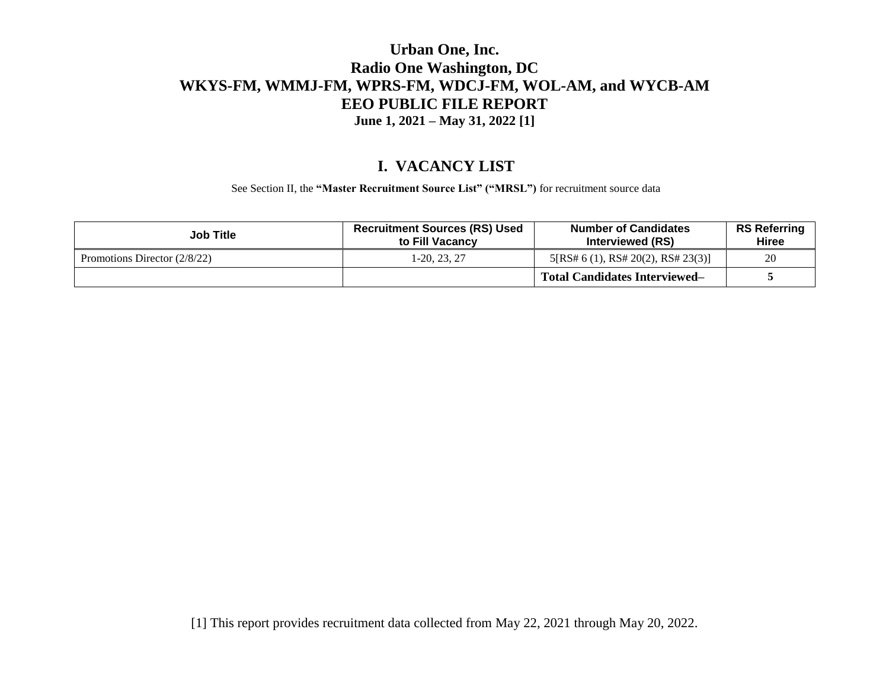# Urban One, Inc.
# Radio One Washington, DC
# WKYS-FM, WMMJ-FM, WPRS-FM, WDCJ-FM, WOL-AM, and WYCB-AM
# EEO PUBLIC FILE REPORT
**June 1, 2021 – May 31, 2022 [1]**

## I. VACANCY LIST

See Section II, the **"Master Recruitment Source List" ("MRSL")** for recruitment source data

| Job Title | Recruitment Sources (RS) Used to Fill Vacancy | Number of Candidates Interviewed (RS) | RS Referring Hiree |
|---|---|---|---|
| Promotions Director (2/8/22) | 1-20, 23, 27 | 5[RS# 6 (1), RS# 20(2), RS# 23(3)] | 20 |
| | | **Total Candidates Interviewed–** | **5** |

[1] This report provides recruitment data collected from May 22, 2021 through May 20, 2022.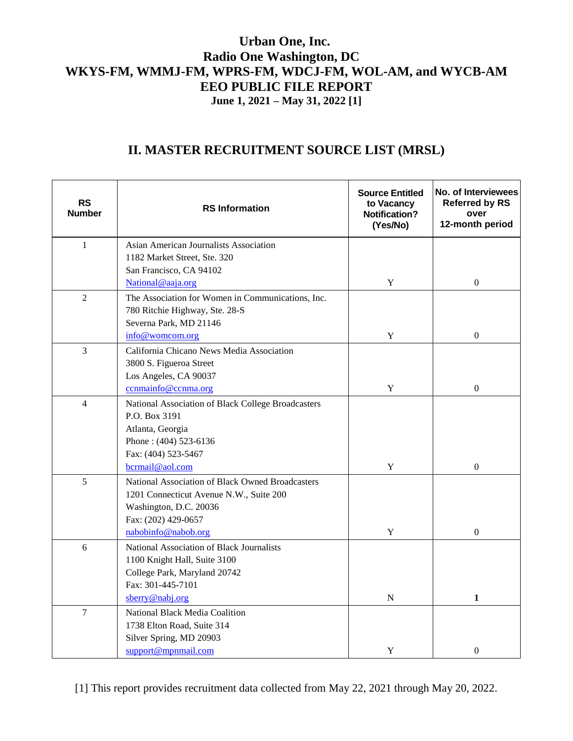# Urban One, Inc.
# Radio One Washington, DC
# WKYS-FM, WMMJ-FM, WPRS-FM, WDCJ-FM, WOL-AM, and WYCB-AM
# EEO PUBLIC FILE REPORT
**June 1, 2021 – May 31, 2022 [1]**

## II. MASTER RECRUITMENT SOURCE LIST (MRSL)

| RS Number | RS Information | Source Entitled to Vacancy Notification? (Yes/No) | No. of Interviewees Referred by RS over 12-month period |
|---|---|---|---|
| 1 | Asian American Journalists Association<br>1182 Market Street, Ste. 320<br>San Francisco, CA 94102<br>National@aaja.org | Y | 0 |
| 2 | The Association for Women in Communications, Inc.<br>780 Ritchie Highway, Ste. 28-S<br>Severna Park, MD 21146<br>info@womcom.org | Y | 0 |
| 3 | California Chicano News Media Association<br>3800 S. Figueroa Street<br>Los Angeles, CA 90037<br>ccnmainfo@ccnma.org | Y | 0 |
| 4 | National Association of Black College Broadcasters<br>P.O. Box 3191<br>Atlanta, Georgia<br>Phone : (404) 523-6136<br>Fax: (404) 523-5467<br>bcrmail@aol.com | Y | 0 |
| 5 | National Association of Black Owned Broadcasters<br>1201 Connecticut Avenue N.W., Suite 200<br>Washington, D.C. 20036<br>Fax: (202) 429-0657<br>nabobinfo@nabob.org | Y | 0 |
| 6 | National Association of Black Journalists<br>1100 Knight Hall, Suite 3100<br>College Park, Maryland 20742<br>Fax: 301-445-7101<br>sberry@nabj.org | N | **1** |
| 7 | National Black Media Coalition<br>1738 Elton Road, Suite 314<br>Silver Spring, MD 20903<br>support@mpnmail.com | Y | 0 |

[1] This report provides recruitment data collected from May 22, 2021 through May 20, 2022.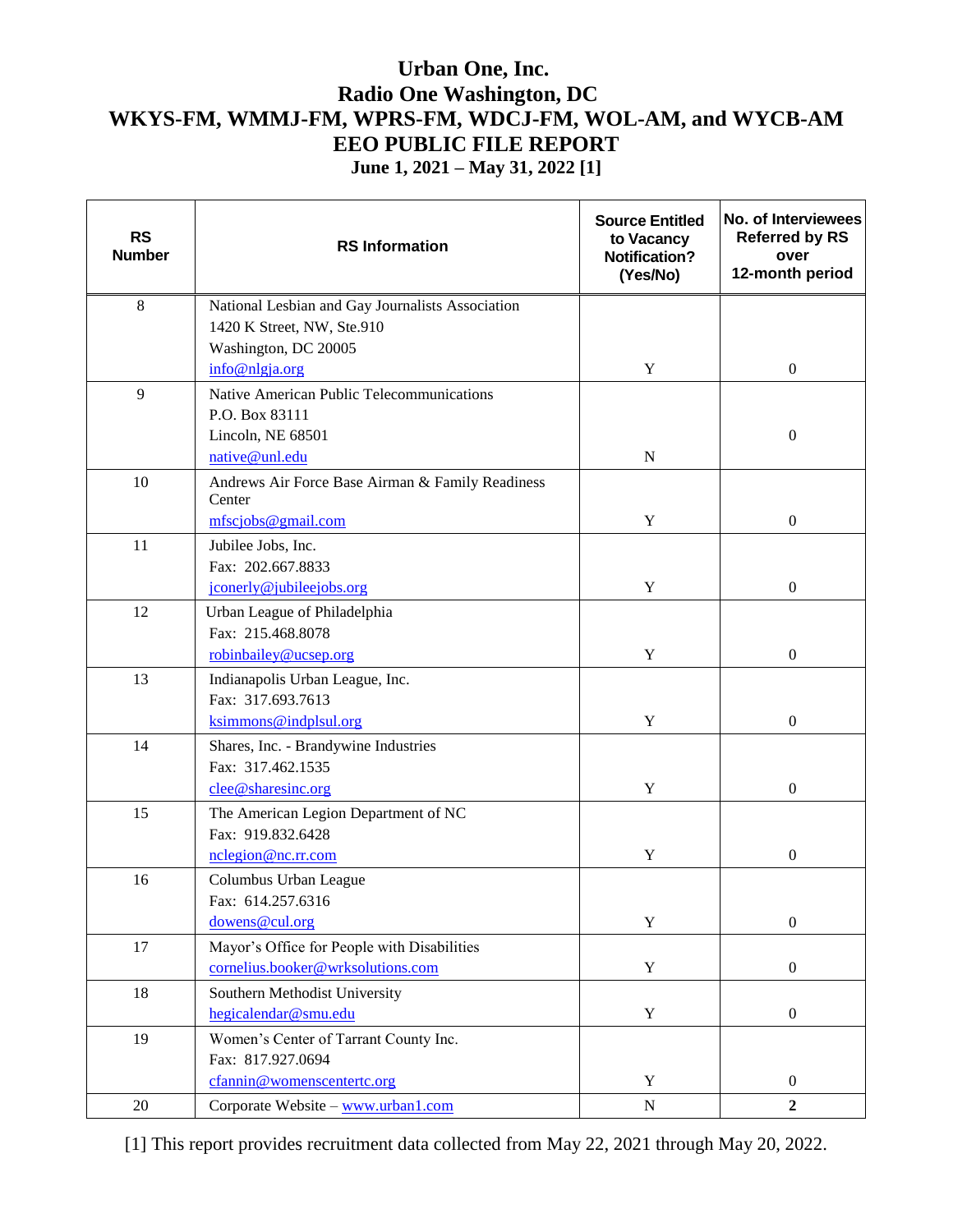# Urban One, Inc.
# Radio One Washington, DC
# WKYS-FM, WMMJ-FM, WPRS-FM, WDCJ-FM, WOL-AM, and WYCB-AM
# EEO PUBLIC FILE REPORT
### June 1, 2021 – May 31, 2022 [1]

| RS Number | RS Information | Source Entitled to Vacancy Notification? (Yes/No) | No. of Interviewees Referred by RS over 12-month period |
|---|---|---|---|
| 8 | National Lesbian and Gay Journalists Association<br>1420 K Street, NW, Ste.910<br>Washington, DC 20005<br>info@nlgja.org | Y | 0 |
| 9 | Native American Public Telecommunications<br>P.O. Box 83111<br>Lincoln, NE 68501<br>native@unl.edu | N | 0 |
| 10 | Andrews Air Force Base Airman & Family Readiness Center<br>mfscjobs@gmail.com | Y | 0 |
| 11 | Jubilee Jobs, Inc.<br>Fax: 202.667.8833<br>jconerly@jubileejobs.org | Y | 0 |
| 12 | Urban League of Philadelphia<br>Fax: 215.468.8078<br>robinbailey@ucsep.org | Y | 0 |
| 13 | Indianapolis Urban League, Inc.<br>Fax: 317.693.7613<br>ksimmons@indplsul.org | Y | 0 |
| 14 | Shares, Inc. - Brandywine Industries<br>Fax: 317.462.1535<br>clee@sharesinc.org | Y | 0 |
| 15 | The American Legion Department of NC<br>Fax: 919.832.6428<br>nclegion@nc.rr.com | Y | 0 |
| 16 | Columbus Urban League<br>Fax: 614.257.6316<br>dowens@cul.org | Y | 0 |
| 17 | Mayor's Office for People with Disabilities<br>cornelius.booker@wrksolutions.com | Y | 0 |
| 18 | Southern Methodist University<br>hegicalendar@smu.edu | Y | 0 |
| 19 | Women's Center of Tarrant County Inc.<br>Fax: 817.927.0694<br>cfannin@womenscentertc.org | Y | 0 |
| 20 | Corporate Website – www.urban1.com | N | **2** |

[1] This report provides recruitment data collected from May 22, 2021 through May 20, 2022.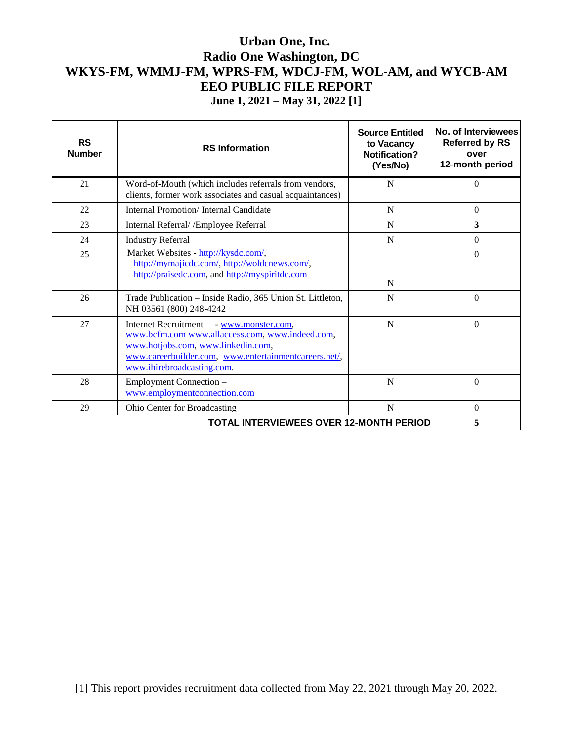# Urban One, Inc.
# Radio One Washington, DC
# WKYS-FM, WMMJ-FM, WPRS-FM, WDCJ-FM, WOL-AM, and WYCB-AM
# EEO PUBLIC FILE REPORT
## June 1, 2021 – May 31, 2022 [1]

| RS Number | RS Information | Source Entitled to Vacancy Notification? (Yes/No) | No. of Interviewees Referred by RS over 12-month period |
|---|---|---|---|
| 21 | Word-of-Mouth (which includes referrals from vendors, clients, former work associates and casual acquaintances) | N | 0 |
| 22 | Internal Promotion/ Internal Candidate | N | 0 |
| 23 | Internal Referral/ /Employee Referral | N | **3** |
| 24 | Industry Referral | N | 0 |
| 25 | Market Websites - http://kysdc.com/, http://mymajicdc.com/, http://woldcnews.com/, http://praisedc.com, and http://myspiritdc.com | N | 0 |
| 26 | Trade Publication – Inside Radio, 365 Union St. Littleton, NH 03561 (800) 248-4242 | N | 0 |
| 27 | Internet Recruitment – - www.monster.com, www.bcfm.com www.allaccess.com, www.indeed.com, www.hotjobs.com, www.linkedin.com, www.careerbuilder.com, www.entertainmentcareers.net/, www.ihirebroadcasting.com. | N | 0 |
| 28 | Employment Connection – www.employmentconnection.com | N | 0 |
| 29 | Ohio Center for Broadcasting | N | 0 |
| | **TOTAL INTERVIEWEES OVER 12-MONTH PERIOD** | | **5** |

[1] This report provides recruitment data collected from May 22, 2021 through May 20, 2022.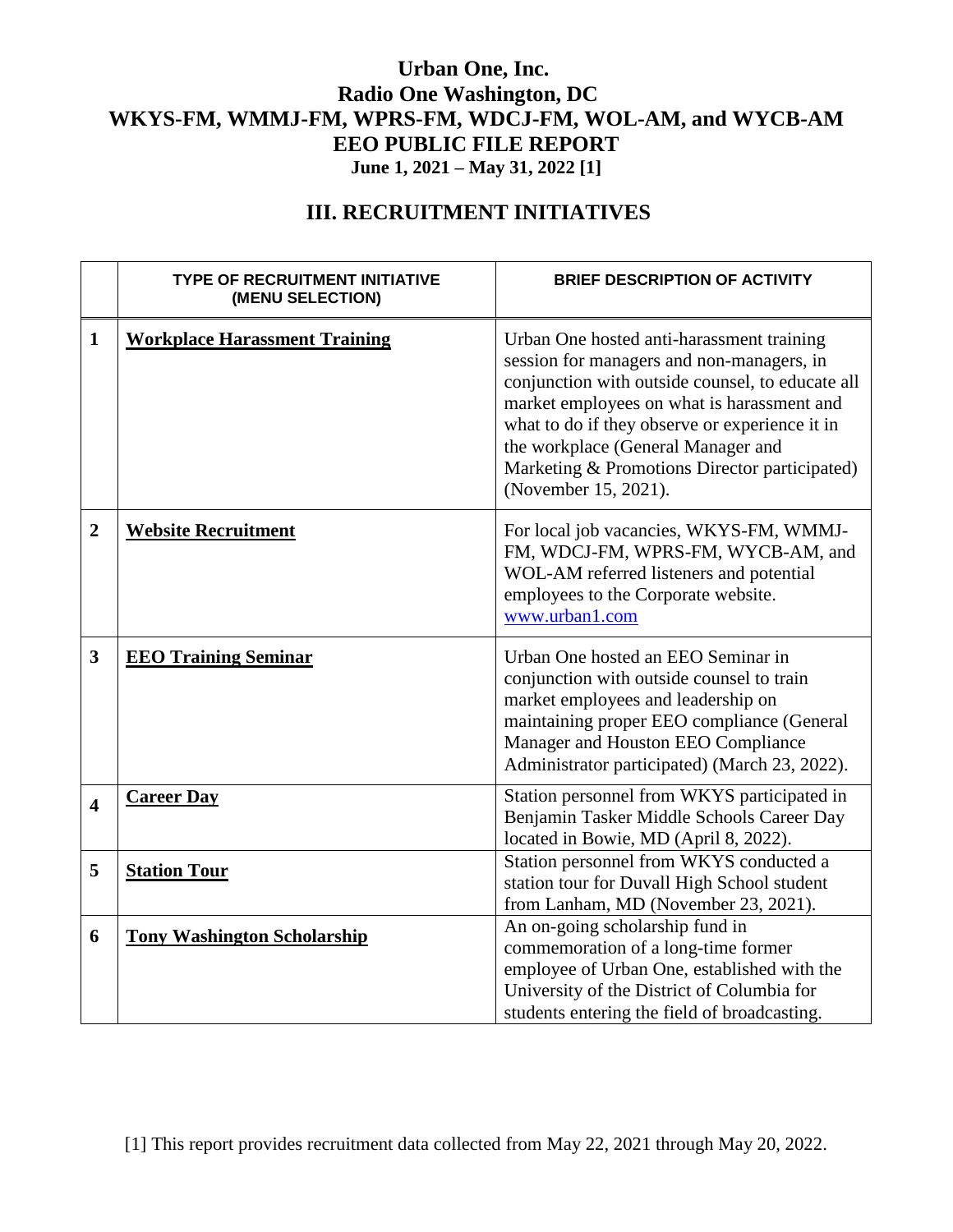# Urban One, Inc.
# Radio One Washington, DC
# WKYS-FM, WMMJ-FM, WPRS-FM, WDCJ-FM, WOL-AM, and WYCB-AM
# EEO PUBLIC FILE REPORT
### June 1, 2021 – May 31, 2022 [1]

## III. RECRUITMENT INITIATIVES

| | TYPE OF RECRUITMENT INITIATIVE (MENU SELECTION) | BRIEF DESCRIPTION OF ACTIVITY |
|---|---|---|
| 1 | **Workplace Harassment Training** | Urban One hosted anti-harassment training session for managers and non-managers, in conjunction with outside counsel, to educate all market employees on what is harassment and what to do if they observe or experience it in the workplace (General Manager and Marketing & Promotions Director participated) (November 15, 2021). |
| 2 | **Website Recruitment** | For local job vacancies, WKYS-FM, WMMJ-FM, WDCJ-FM, WPRS-FM, WYCB-AM, and WOL-AM referred listeners and potential employees to the Corporate website. www.urban1.com |
| 3 | **EEO Training Seminar** | Urban One hosted an EEO Seminar in conjunction with outside counsel to train market employees and leadership on maintaining proper EEO compliance (General Manager and Houston EEO Compliance Administrator participated) (March 23, 2022). |
| 4 | **Career Day** | Station personnel from WKYS participated in Benjamin Tasker Middle Schools Career Day located in Bowie, MD (April 8, 2022). |
| 5 | **Station Tour** | Station personnel from WKYS conducted a station tour for Duvall High School student from Lanham, MD (November 23, 2021). |
| 6 | **Tony Washington Scholarship** | An on-going scholarship fund in commemoration of a long-time former employee of Urban One, established with the University of the District of Columbia for students entering the field of broadcasting. |

[1] This report provides recruitment data collected from May 22, 2021 through May 20, 2022.